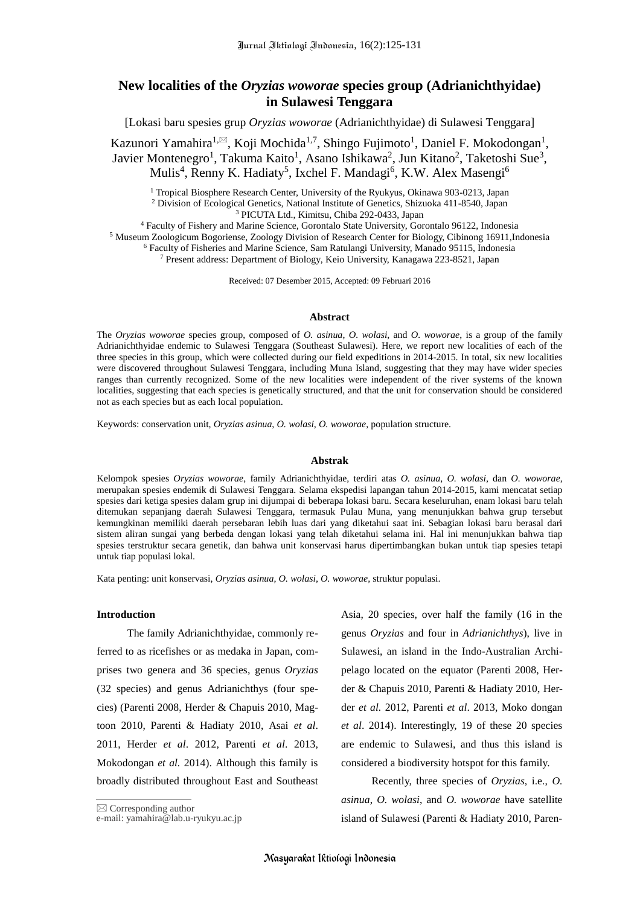# New localities of the *Oryzias woworae* species group (Adrianichthyidae) in Sulawesi Tenggara

[Lokasi baru spesies grup *Oryzias woworae* (Adrianichthyidae) di Sulawesi Tenggara]

Kazunori Yamahira[1,✉], Koji Mochida[1,7], Shingo Fujimoto[1], Daniel F. Mokodongan[1], Javier Montenegro[1], Takuma Kaito[1], Asano Ishikawa[2], Jun Kitano[2], Taketoshi Sue[3], Mulis[4], Renny K. Hadiaty[5], Ixchel F. Mandagi[6], K.W. Alex Masengi[6]

[1] Tropical Biosphere Research Center, University of the Ryukyus, Okinawa 903-0213, Japan
[2] Division of Ecological Genetics, National Institute of Genetics, Shizuoka 411-8540, Japan
[3] PICUTA Ltd., Kimitsu, Chiba 292-0433, Japan
[4] Faculty of Fishery and Marine Science, Gorontalo State University, Gorontalo 96122, Indonesia
[5] Museum Zoologicum Bogoriense, Zoology Division of Research Center for Biology, Cibinong 16911,Indonesia
[6] Faculty of Fisheries and Marine Science, Sam Ratulangi University, Manado 95115, Indonesia
[7] Present address: Department of Biology, Keio University, Kanagawa 223-8521, Japan

Received: 07 Desember 2015, Accepted: 09 Februari 2016

### Abstract

The *Oryzias woworae* species group, composed of *O. asinua*, *O. wolasi*, and *O. woworae*, is a group of the family Adrianichthyidae endemic to Sulawesi Tenggara (Southeast Sulawesi). Here, we report new localities of each of the three species in this group, which were collected during our field expeditions in 2014-2015. In total, six new localities were discovered throughout Sulawesi Tenggara, including Muna Island, suggesting that they may have wider species ranges than currently recognized. Some of the new localities were independent of the river systems of the known localities, suggesting that each species is genetically structured, and that the unit for conservation should be considered not as each species but as each local population.

Keywords: conservation unit, *Oryzias asinua*, *O. wolasi*, *O. woworae*, population structure.

### Abstrak

Kelompok spesies *Oryzias woworae*, family Adrianichthyidae, terdiri atas *O. asinua*, *O. wolasi*, dan *O. woworae*, merupakan spesies endemik di Sulawesi Tenggara. Selama ekspedisi lapangan tahun 2014-2015, kami mencatat setiap spesies dari ketiga spesies dalam grup ini dijumpai di beberapa lokasi baru. Secara keseluruhan, enam lokasi baru telah ditemukan sepanjang daerah Sulawesi Tenggara, termasuk Pulau Muna, yang menunjukkan bahwa grup tersebut kemungkinan memiliki daerah persebaran lebih luas dari yang diketahui saat ini. Sebagian lokasi baru berasal dari sistem aliran sungai yang berbeda dengan lokasi yang telah diketahui selama ini. Hal ini menunjukkan bahwa tiap spesies terstruktur secara genetik, dan bahwa unit konservasi harus dipertimbangkan bukan untuk tiap spesies tetapi untuk tiap populasi lokal.

Kata penting: unit konservasi, *Oryzias asinua*, *O. wolasi*, *O. woworae*, struktur populasi.

## Introduction

The family Adrianichthyidae, commonly referred to as ricefishes or as medaka in Japan, comprises two genera and 36 species, genus *Oryzias* (32 species) and genus Adrianichthys (four species) (Parenti 2008, Herder & Chapuis 2010, Magtoon 2010, Parenti & Hadiaty 2010, Asai *et al*. 2011, Herder *et al*. 2012, Parenti *et al*. 2013, Mokodongan *et al.* 2014). Although this family is broadly distributed throughout East and Southeast Asia, 20 species, over half the family (16 in the genus *Oryzias* and four in *Adrianichthys*), live in Sulawesi, an island in the Indo-Australian Archipelago located on the equator (Parenti 2008, Herder & Chapuis 2010, Parenti & Hadiaty 2010, Herder *et al.* 2012, Parenti *et al*. 2013, Moko dongan *et al*. 2014). Interestingly, 19 of these 20 species are endemic to Sulawesi, and thus this island is considered a biodiversity hotspot for this family.

Recently, three species of *Oryzias*, i.e., *O. asinua*, *O. wolasi*, and *O. woworae* have satellite island of Sulawesi (Parenti & Hadiaty 2010, Paren-

✉ Corresponding author
e-mail: yamahira@lab.u-ryukyu.ac.jp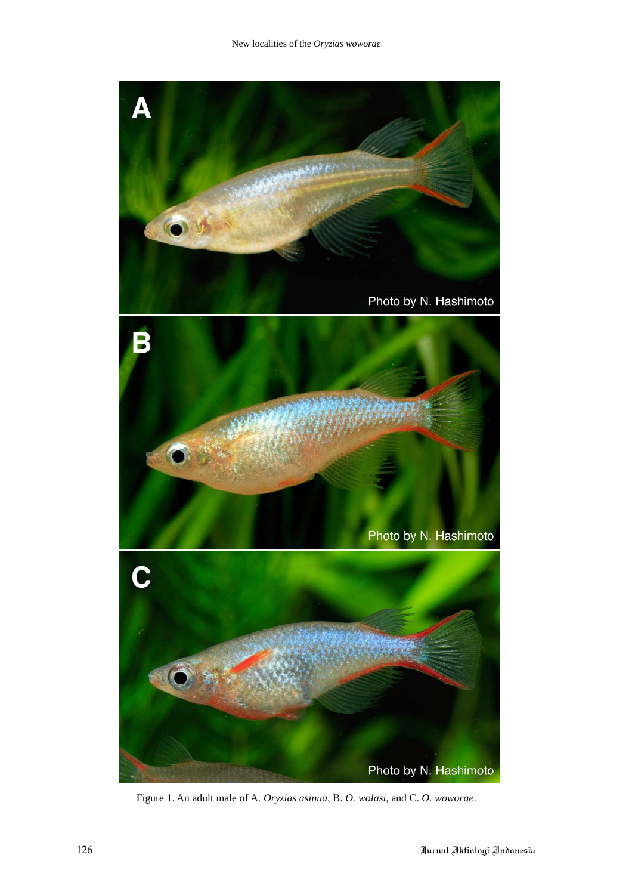Figure 1. An adult male of A. *Oryzias asinua*, B. *O. wolasi*, and C. *O. woworae*.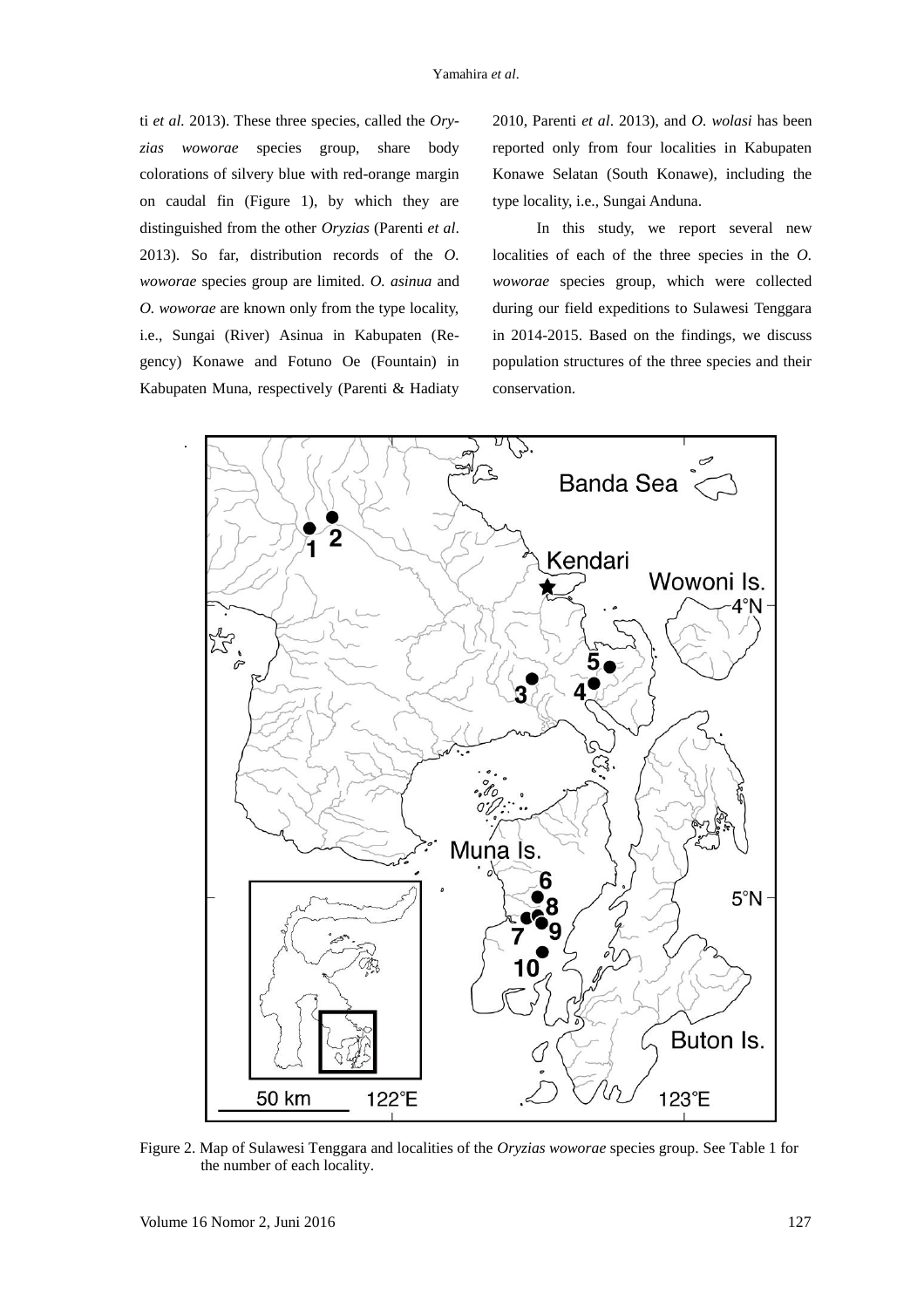ti *et al.* 2013). These three species, called the *Oryzias woworae* species group, share body colorations of silvery blue with red-orange margin on caudal fin (Figure 1), by which they are distinguished from the other *Oryzias* (Parenti *et al*. 2013). So far, distribution records of the *O. woworae* species group are limited. *O. asinua* and *O. woworae* are known only from the type locality, i.e., Sungai (River) Asinua in Kabupaten (Regency) Konawe and Fotuno Oe (Fountain) in Kabupaten Muna, respectively (Parenti & Hadiaty 2010, Parenti *et al*. 2013), and *O. wolasi* has been reported only from four localities in Kabupaten Konawe Selatan (South Konawe), including the type locality, i.e., Sungai Anduna.

In this study, we report several new localities of each of the three species in the *O. woworae* species group, which were collected during our field expeditions to Sulawesi Tenggara in 2014-2015. Based on the findings, we discuss population structures of the three species and their conservation.

Figure 2. Map of Sulawesi Tenggara and localities of the *Oryzias woworae* species group. See Table 1 for the number of each locality.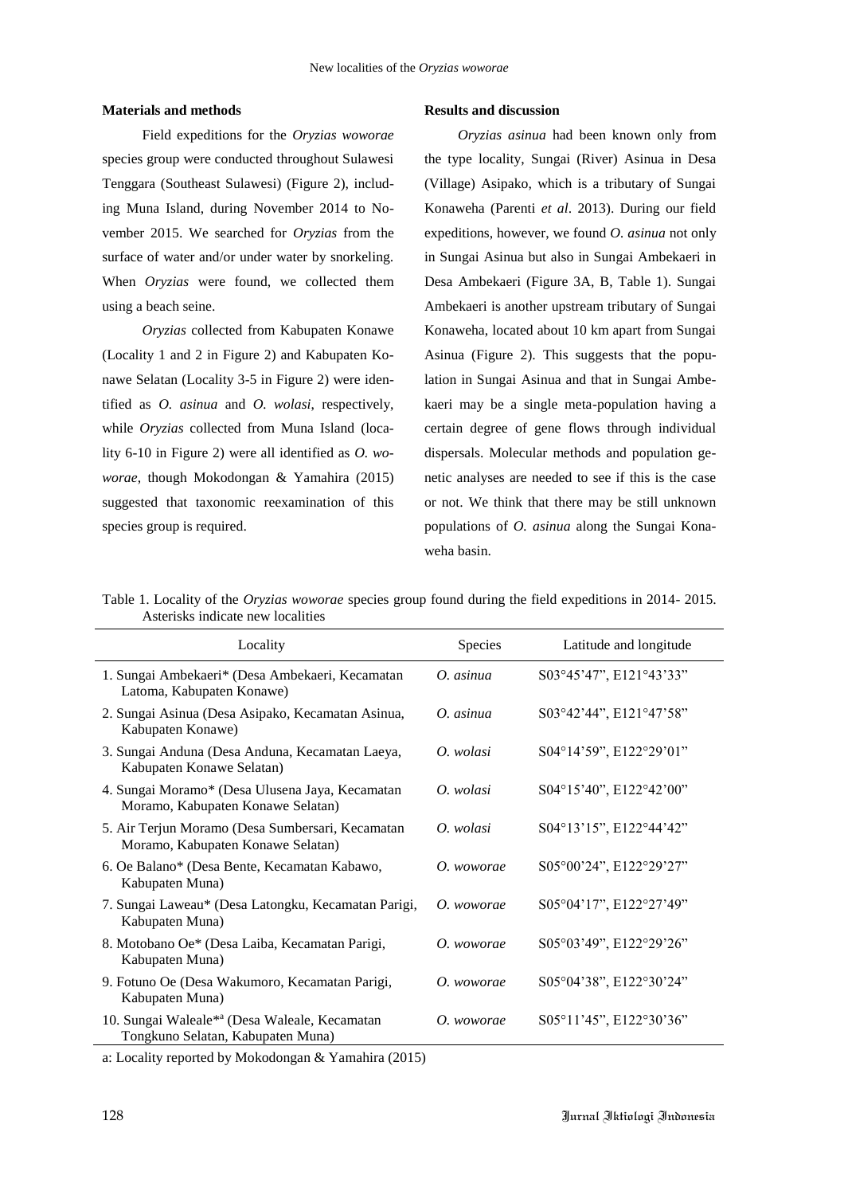## Materials and methods

Field expeditions for the *Oryzias woworae* species group were conducted throughout Sulawesi Tenggara (Southeast Sulawesi) (Figure 2), including Muna Island, during November 2014 to November 2015. We searched for *Oryzias* from the surface of water and/or under water by snorkeling. When *Oryzias* were found, we collected them using a beach seine.

*Oryzias* collected from Kabupaten Konawe (Locality 1 and 2 in Figure 2) and Kabupaten Konawe Selatan (Locality 3-5 in Figure 2) were identified as *O. asinua* and *O. wolasi*, respectively, while *Oryzias* collected from Muna Island (locality 6-10 in Figure 2) were all identified as *O. woworae*, though Mokodongan & Yamahira (2015) suggested that taxonomic reexamination of this species group is required.

## Results and discussion

*Oryzias asinua* had been known only from the type locality, Sungai (River) Asinua in Desa (Village) Asipako, which is a tributary of Sungai Konaweha (Parenti *et al*. 2013). During our field expeditions, however, we found *O. asinua* not only in Sungai Asinua but also in Sungai Ambekaeri in Desa Ambekaeri (Figure 3A, B, Table 1). Sungai Ambekaeri is another upstream tributary of Sungai Konaweha, located about 10 km apart from Sungai Asinua (Figure 2). This suggests that the population in Sungai Asinua and that in Sungai Ambekaeri may be a single meta-population having a certain degree of gene flows through individual dispersals. Molecular methods and population genetic analyses are needed to see if this is the case or not. We think that there may be still unknown populations of *O. asinua* along the Sungai Konaweha basin.

Table 1. Locality of the *Oryzias woworae* species group found during the field expeditions in 2014- 2015. Asterisks indicate new localities

| Locality | Species | Latitude and longitude |
|---|---|---|
| 1. Sungai Ambekaeri* (Desa Ambekaeri, Kecamatan Latoma, Kabupaten Konawe) | *O. asinua* | S03°45'47", E121°43'33" |
| 2. Sungai Asinua (Desa Asipako, Kecamatan Asinua, Kabupaten Konawe) | *O. asinua* | S03°42'44", E121°47'58" |
| 3. Sungai Anduna (Desa Anduna, Kecamatan Laeya, Kabupaten Konawe Selatan) | *O. wolasi* | S04°14'59", E122°29'01" |
| 4. Sungai Moramo* (Desa Ulusena Jaya, Kecamatan Moramo, Kabupaten Konawe Selatan) | *O. wolasi* | S04°15'40", E122°42'00" |
| 5. Air Terjun Moramo (Desa Sumbersari, Kecamatan Moramo, Kabupaten Konawe Selatan) | *O. wolasi* | S04°13'15", E122°44'42" |
| 6. Oe Balano* (Desa Bente, Kecamatan Kabawo, Kabupaten Muna) | *O. woworae* | S05°00'24", E122°29'27" |
| 7. Sungai Laweau* (Desa Latongku, Kecamatan Parigi, Kabupaten Muna) | *O. woworae* | S05°04'17", E122°27'49" |
| 8. Motobano Oe* (Desa Laiba, Kecamatan Parigi, Kabupaten Muna) | *O. woworae* | S05°03'49", E122°29'26" |
| 9. Fotuno Oe (Desa Wakumoro, Kecamatan Parigi, Kabupaten Muna) | *O. woworae* | S05°04'38", E122°30'24" |
| 10. Sungai Waleale*[a] (Desa Waleale, Kecamatan Tongkuno Selatan, Kabupaten Muna) | *O. woworae* | S05°11'45", E122°30'36" |

a: Locality reported by Mokodongan & Yamahira (2015)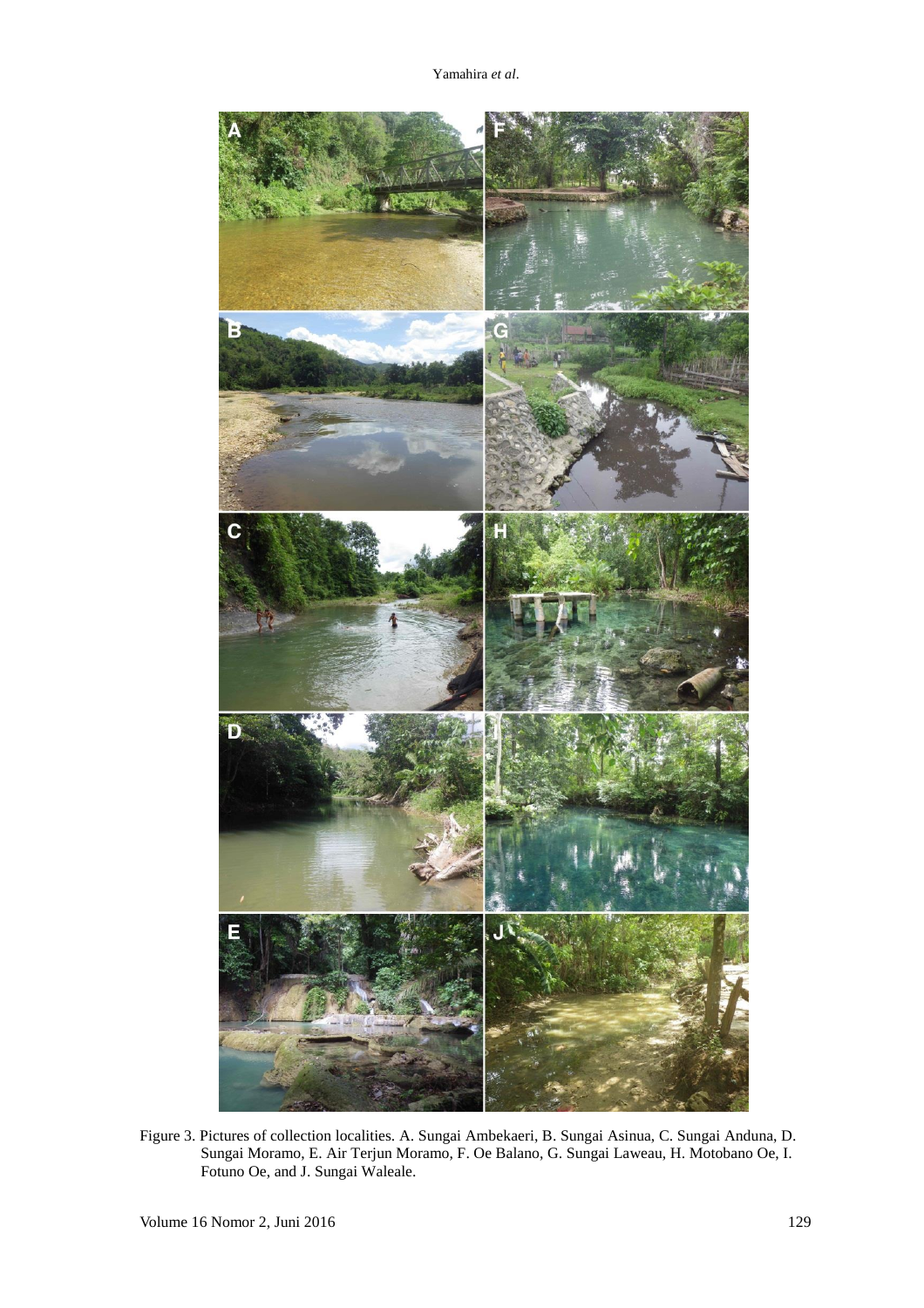Figure 3. Pictures of collection localities. A. Sungai Ambekaeri, B. Sungai Asinua, C. Sungai Anduna, D. Sungai Moramo, E. Air Terjun Moramo, F. Oe Balano, G. Sungai Laweau, H. Motobano Oe, I. Fotuno Oe, and J. Sungai Waleale.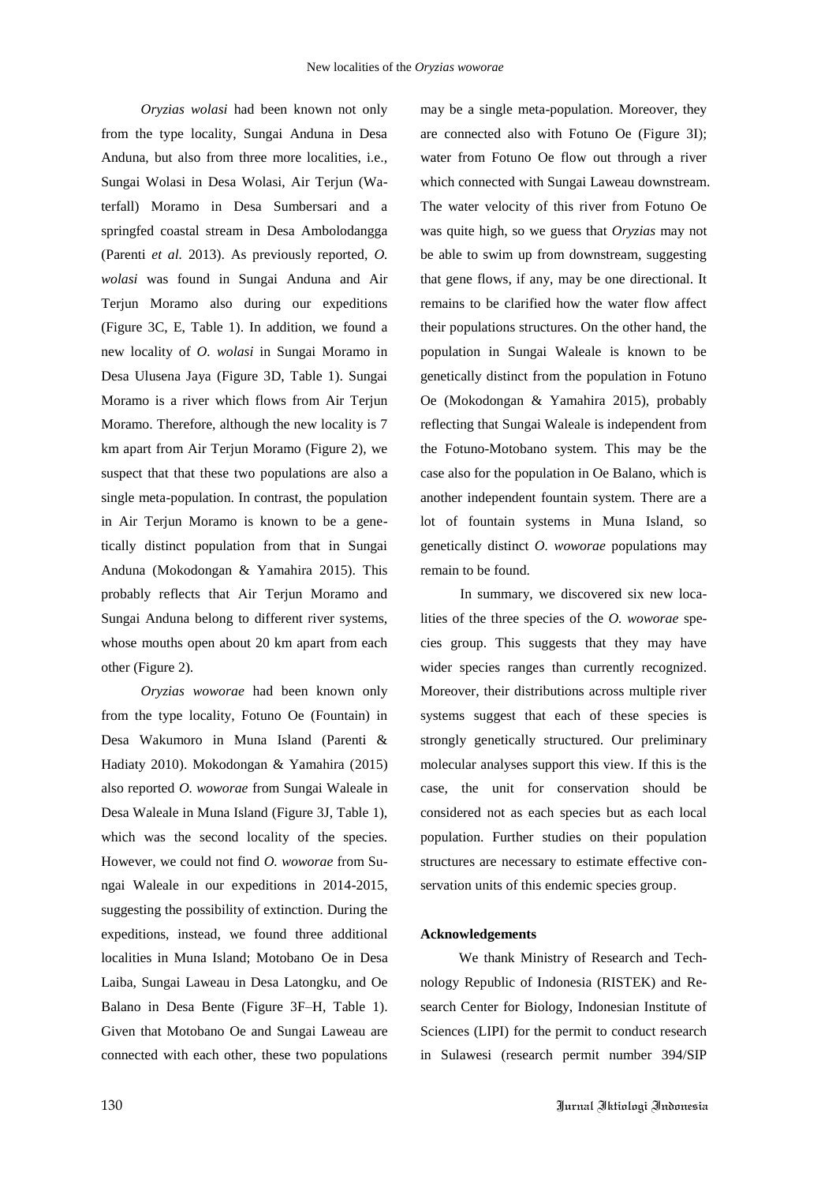*Oryzias wolasi* had been known not only from the type locality, Sungai Anduna in Desa Anduna, but also from three more localities, i.e., Sungai Wolasi in Desa Wolasi, Air Terjun (Waterfall) Moramo in Desa Sumbersari and a springfed coastal stream in Desa Ambolodangga (Parenti *et al.* 2013). As previously reported, *O. wolasi* was found in Sungai Anduna and Air Terjun Moramo also during our expeditions (Figure 3C, E, Table 1). In addition, we found a new locality of *O. wolasi* in Sungai Moramo in Desa Ulusena Jaya (Figure 3D, Table 1). Sungai Moramo is a river which flows from Air Terjun Moramo. Therefore, although the new locality is 7 km apart from Air Terjun Moramo (Figure 2), we suspect that that these two populations are also a single meta-population. In contrast, the population in Air Terjun Moramo is known to be a genetically distinct population from that in Sungai Anduna (Mokodongan & Yamahira 2015). This probably reflects that Air Terjun Moramo and Sungai Anduna belong to different river systems, whose mouths open about 20 km apart from each other (Figure 2).

*Oryzias woworae* had been known only from the type locality, Fotuno Oe (Fountain) in Desa Wakumoro in Muna Island (Parenti & Hadiaty 2010). Mokodongan & Yamahira (2015) also reported *O. woworae* from Sungai Waleale in Desa Waleale in Muna Island (Figure 3J, Table 1), which was the second locality of the species. However, we could not find *O. woworae* from Sungai Waleale in our expeditions in 2014-2015, suggesting the possibility of extinction. During the expeditions, instead, we found three additional localities in Muna Island; Motobano Oe in Desa Laiba, Sungai Laweau in Desa Latongku, and Oe Balano in Desa Bente (Figure 3F–H, Table 1). Given that Motobano Oe and Sungai Laweau are connected with each other, these two populations may be a single meta-population. Moreover, they are connected also with Fotuno Oe (Figure 3I); water from Fotuno Oe flow out through a river which connected with Sungai Laweau downstream. The water velocity of this river from Fotuno Oe was quite high, so we guess that *Oryzias* may not be able to swim up from downstream, suggesting that gene flows, if any, may be one directional. It remains to be clarified how the water flow affect their populations structures. On the other hand, the population in Sungai Waleale is known to be genetically distinct from the population in Fotuno Oe (Mokodongan & Yamahira 2015), probably reflecting that Sungai Waleale is independent from the Fotuno-Motobano system. This may be the case also for the population in Oe Balano, which is another independent fountain system. There are a lot of fountain systems in Muna Island, so genetically distinct *O. woworae* populations may remain to be found.

In summary, we discovered six new localities of the three species of the *O. woworae* species group. This suggests that they may have wider species ranges than currently recognized. Moreover, their distributions across multiple river systems suggest that each of these species is strongly genetically structured. Our preliminary molecular analyses support this view. If this is the case, the unit for conservation should be considered not as each species but as each local population. Further studies on their population structures are necessary to estimate effective conservation units of this endemic species group.

**Acknowledgements**

We thank Ministry of Research and Technology Republic of Indonesia (RISTEK) and Research Center for Biology, Indonesian Institute of Sciences (LIPI) for the permit to conduct research in Sulawesi (research permit number 394/SIP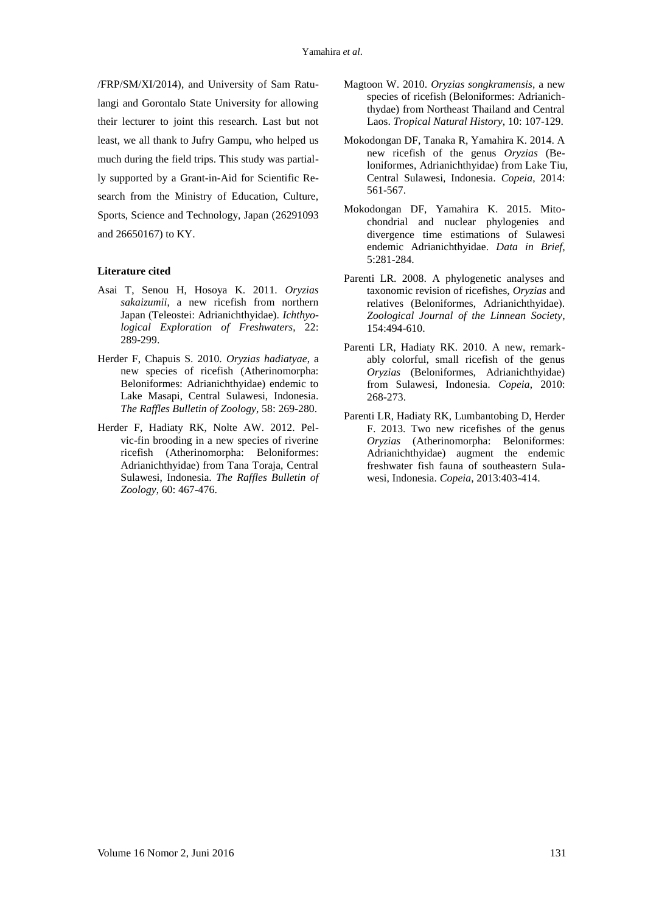/FRP/SM/XI/2014), and University of Sam Ratulangi and Gorontalo State University for allowing their lecturer to joint this research. Last but not least, we all thank to Jufry Gampu, who helped us much during the field trips. This study was partially supported by a Grant-in-Aid for Scientific Research from the Ministry of Education, Culture, Sports, Science and Technology, Japan (26291093 and 26650167) to KY.

**Literature cited**

Asai T, Senou H, Hosoya K. 2011. *Oryzias sakaizumii*, a new ricefish from northern Japan (Teleostei: Adrianichthyidae). *Ichthyological Exploration of Freshwaters*, 22: 289-299.

Herder F, Chapuis S. 2010. *Oryzias hadiatyae*, a new species of ricefish (Atherinomorpha: Beloniformes: Adrianichthyidae) endemic to Lake Masapi, Central Sulawesi, Indonesia. *The Raffles Bulletin of Zoology*, 58: 269-280.

Herder F, Hadiaty RK, Nolte AW. 2012. Pelvic-fin brooding in a new species of riverine ricefish (Atherinomorpha: Beloniformes: Adrianichthyidae) from Tana Toraja, Central Sulawesi, Indonesia. *The Raffles Bulletin of Zoology*, 60: 467-476.

Magtoon W. 2010. *Oryzias songkramensis*, a new species of ricefish (Beloniformes: Adrianichthydae) from Northeast Thailand and Central Laos. *Tropical Natural History*, 10: 107-129.

Mokodongan DF, Tanaka R, Yamahira K. 2014. A new ricefish of the genus *Oryzias* (Beloniformes, Adrianichthyidae) from Lake Tiu, Central Sulawesi, Indonesia. *Copeia*, 2014: 561-567.

Mokodongan DF, Yamahira K. 2015. Mitochondrial and nuclear phylogenies and divergence time estimations of Sulawesi endemic Adrianichthyidae. *Data in Brief*, 5:281-284.

Parenti LR. 2008. A phylogenetic analyses and taxonomic revision of ricefishes, *Oryzias* and relatives (Beloniformes, Adrianichthyidae). *Zoological Journal of the Linnean Society*, 154:494-610.

Parenti LR, Hadiaty RK. 2010. A new, remarkably colorful, small ricefish of the genus *Oryzias* (Beloniformes, Adrianichthyidae) from Sulawesi, Indonesia. *Copeia*, 2010: 268-273.

Parenti LR, Hadiaty RK, Lumbantobing D, Herder F. 2013. Two new ricefishes of the genus *Oryzias* (Atherinomorpha: Beloniformes: Adrianichthyidae) augment the endemic freshwater fish fauna of southeastern Sulawesi, Indonesia. *Copeia*, 2013:403-414.